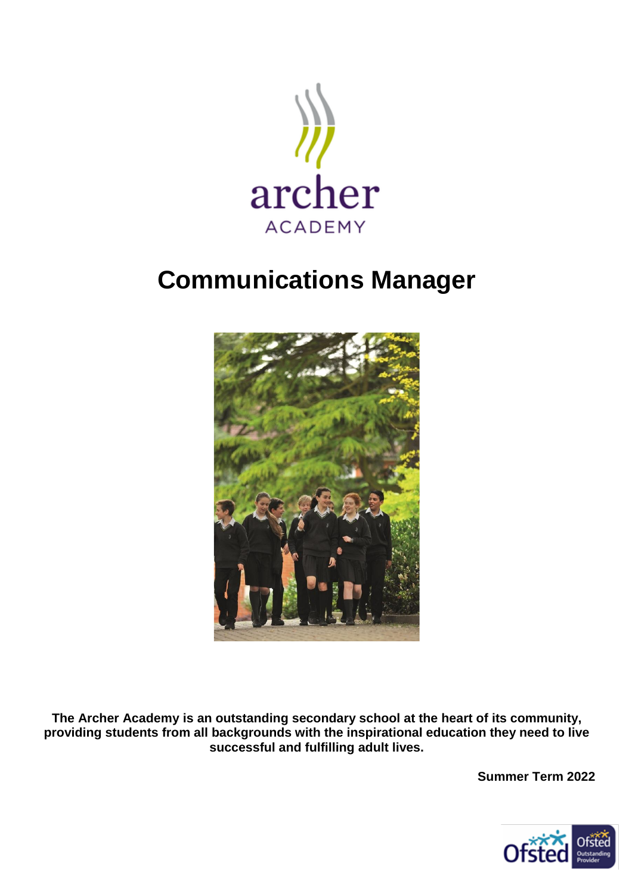archer
ACADEMY

# Communications Manager

**The Archer Academy is an outstanding secondary school at the heart of its community, providing students from all backgrounds with the inspirational education they need to live successful and fulfilling adult lives.**

**Summer Term 2022**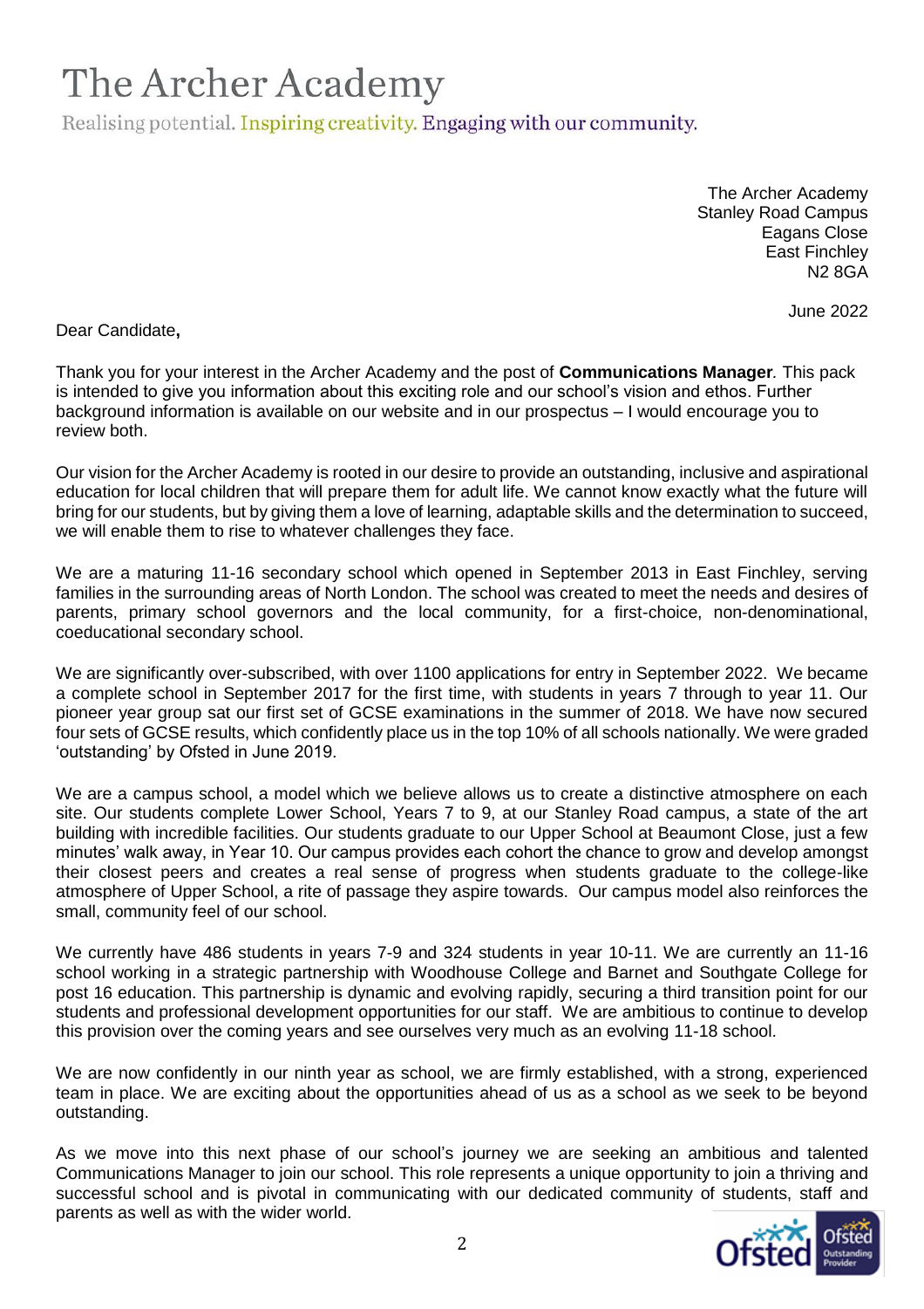# The Archer Academy

Realising potential. Inspiring creativity. Engaging with our community.

The Archer Academy
Stanley Road Campus
Eagans Close
East Finchley
N2 8GA

June 2022

Dear Candidate,

Thank you for your interest in the Archer Academy and the post of **Communications Manager**. This pack is intended to give you information about this exciting role and our school's vision and ethos. Further background information is available on our website and in our prospectus – I would encourage you to review both.

Our vision for the Archer Academy is rooted in our desire to provide an outstanding, inclusive and aspirational education for local children that will prepare them for adult life. We cannot know exactly what the future will bring for our students, but by giving them a love of learning, adaptable skills and the determination to succeed, we will enable them to rise to whatever challenges they face.

We are a maturing 11-16 secondary school which opened in September 2013 in East Finchley, serving families in the surrounding areas of North London. The school was created to meet the needs and desires of parents, primary school governors and the local community, for a first-choice, non-denominational, coeducational secondary school.

We are significantly over-subscribed, with over 1100 applications for entry in September 2022. We became a complete school in September 2017 for the first time, with students in years 7 through to year 11. Our pioneer year group sat our first set of GCSE examinations in the summer of 2018. We have now secured four sets of GCSE results, which confidently place us in the top 10% of all schools nationally. We were graded 'outstanding' by Ofsted in June 2019.

We are a campus school, a model which we believe allows us to create a distinctive atmosphere on each site. Our students complete Lower School, Years 7 to 9, at our Stanley Road campus, a state of the art building with incredible facilities. Our students graduate to our Upper School at Beaumont Close, just a few minutes' walk away, in Year 10. Our campus provides each cohort the chance to grow and develop amongst their closest peers and creates a real sense of progress when students graduate to the college-like atmosphere of Upper School, a rite of passage they aspire towards. Our campus model also reinforces the small, community feel of our school.

We currently have 486 students in years 7-9 and 324 students in year 10-11. We are currently an 11-16 school working in a strategic partnership with Woodhouse College and Barnet and Southgate College for post 16 education. This partnership is dynamic and evolving rapidly, securing a third transition point for our students and professional development opportunities for our staff. We are ambitious to continue to develop this provision over the coming years and see ourselves very much as an evolving 11-18 school.

We are now confidently in our ninth year as school, we are firmly established, with a strong, experienced team in place. We are exciting about the opportunities ahead of us as a school as we seek to be beyond outstanding.

As we move into this next phase of our school's journey we are seeking an ambitious and talented Communications Manager to join our school. This role represents a unique opportunity to join a thriving and successful school and is pivotal in communicating with our dedicated community of students, staff and parents as well as with the wider world.

Ofsted Outstanding Provider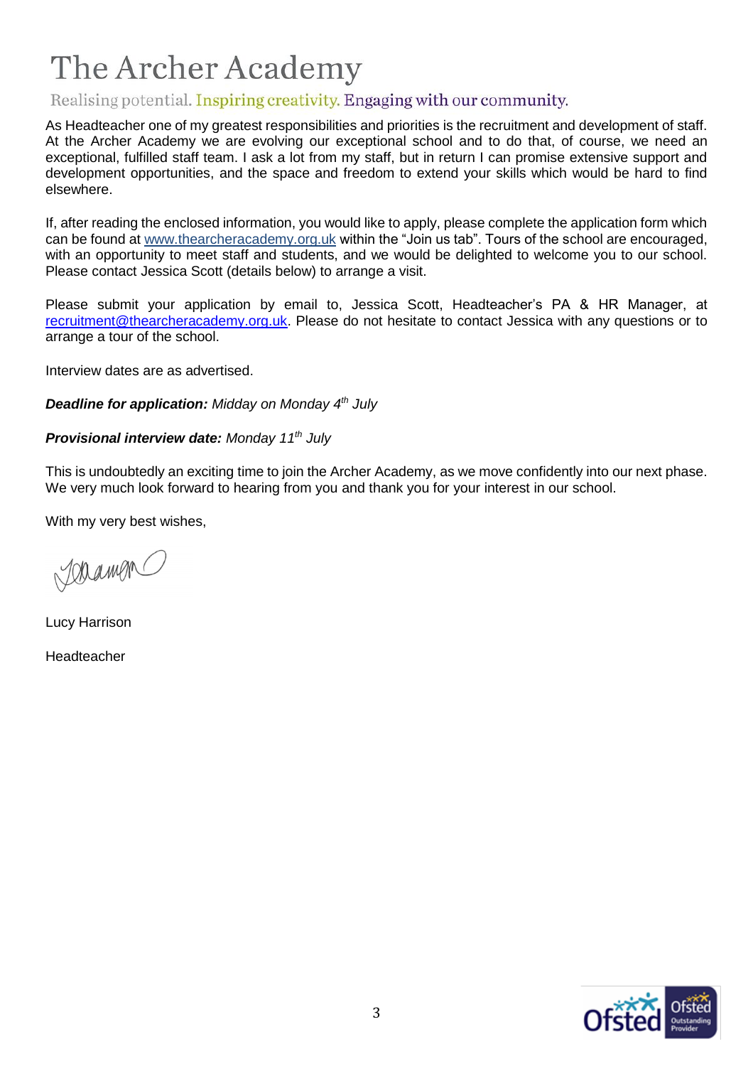# The Archer Academy

Realising potential. Inspiring creativity. Engaging with our community.

As Headteacher one of my greatest responsibilities and priorities is the recruitment and development of staff. At the Archer Academy we are evolving our exceptional school and to do that, of course, we need an exceptional, fulfilled staff team. I ask a lot from my staff, but in return I can promise extensive support and development opportunities, and the space and freedom to extend your skills which would be hard to find elsewhere.

If, after reading the enclosed information, you would like to apply, please complete the application form which can be found at www.thearcheracademy.org.uk within the "Join us tab". Tours of the school are encouraged, with an opportunity to meet staff and students, and we would be delighted to welcome you to our school. Please contact Jessica Scott (details below) to arrange a visit.

Please submit your application by email to, Jessica Scott, Headteacher's PA & HR Manager, at recruitment@thearcheracademy.org.uk. Please do not hesitate to contact Jessica with any questions or to arrange a tour of the school.

Interview dates are as advertised.

***Deadline for application:*** *Midday on Monday 4th July*

***Provisional interview date:*** *Monday 11th July*

This is undoubtedly an exciting time to join the Archer Academy, as we move confidently into our next phase. We very much look forward to hearing from you and thank you for your interest in our school.

With my very best wishes,

Lucy Harrison

Headteacher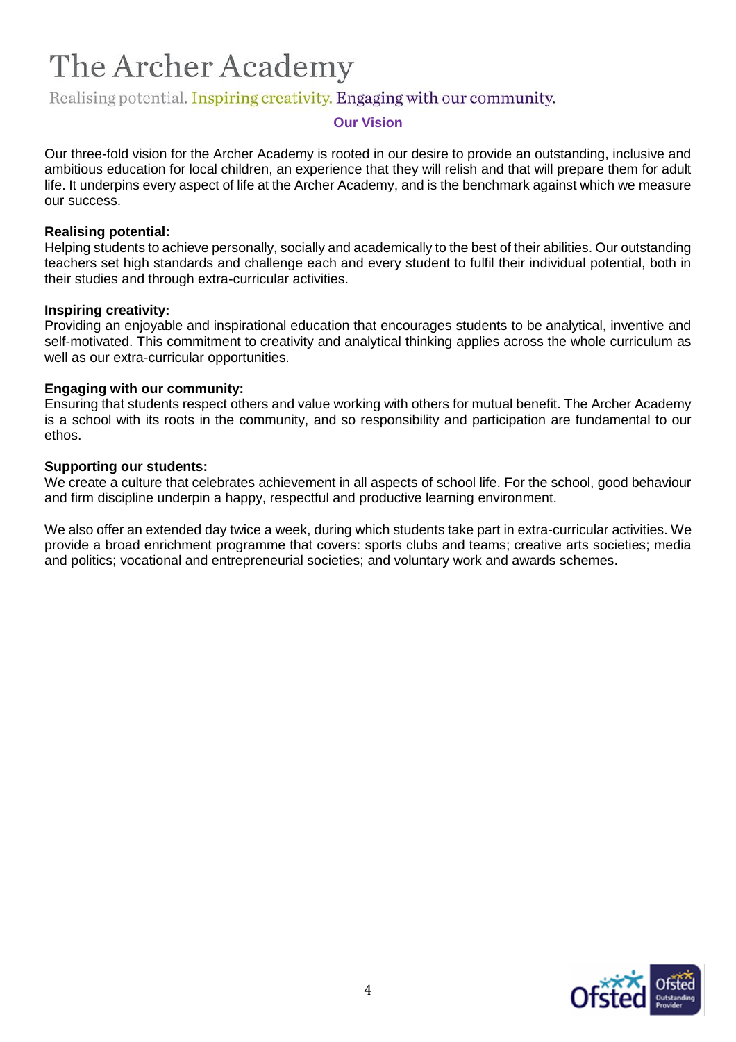# The Archer Academy

Realising potential. Inspiring creativity. Engaging with our community.

## Our Vision

Our three-fold vision for the Archer Academy is rooted in our desire to provide an outstanding, inclusive and ambitious education for local children, an experience that they will relish and that will prepare them for adult life. It underpins every aspect of life at the Archer Academy, and is the benchmark against which we measure our success.

**Realising potential:**
Helping students to achieve personally, socially and academically to the best of their abilities. Our outstanding teachers set high standards and challenge each and every student to fulfil their individual potential, both in their studies and through extra-curricular activities.

**Inspiring creativity:**
Providing an enjoyable and inspirational education that encourages students to be analytical, inventive and self-motivated. This commitment to creativity and analytical thinking applies across the whole curriculum as well as our extra-curricular opportunities.

**Engaging with our community:**
Ensuring that students respect others and value working with others for mutual benefit. The Archer Academy is a school with its roots in the community, and so responsibility and participation are fundamental to our ethos.

**Supporting our students:**
We create a culture that celebrates achievement in all aspects of school life. For the school, good behaviour and firm discipline underpin a happy, respectful and productive learning environment.

We also offer an extended day twice a week, during which students take part in extra-curricular activities. We provide a broad enrichment programme that covers: sports clubs and teams; creative arts societies; media and politics; vocational and entrepreneurial societies; and voluntary work and awards schemes.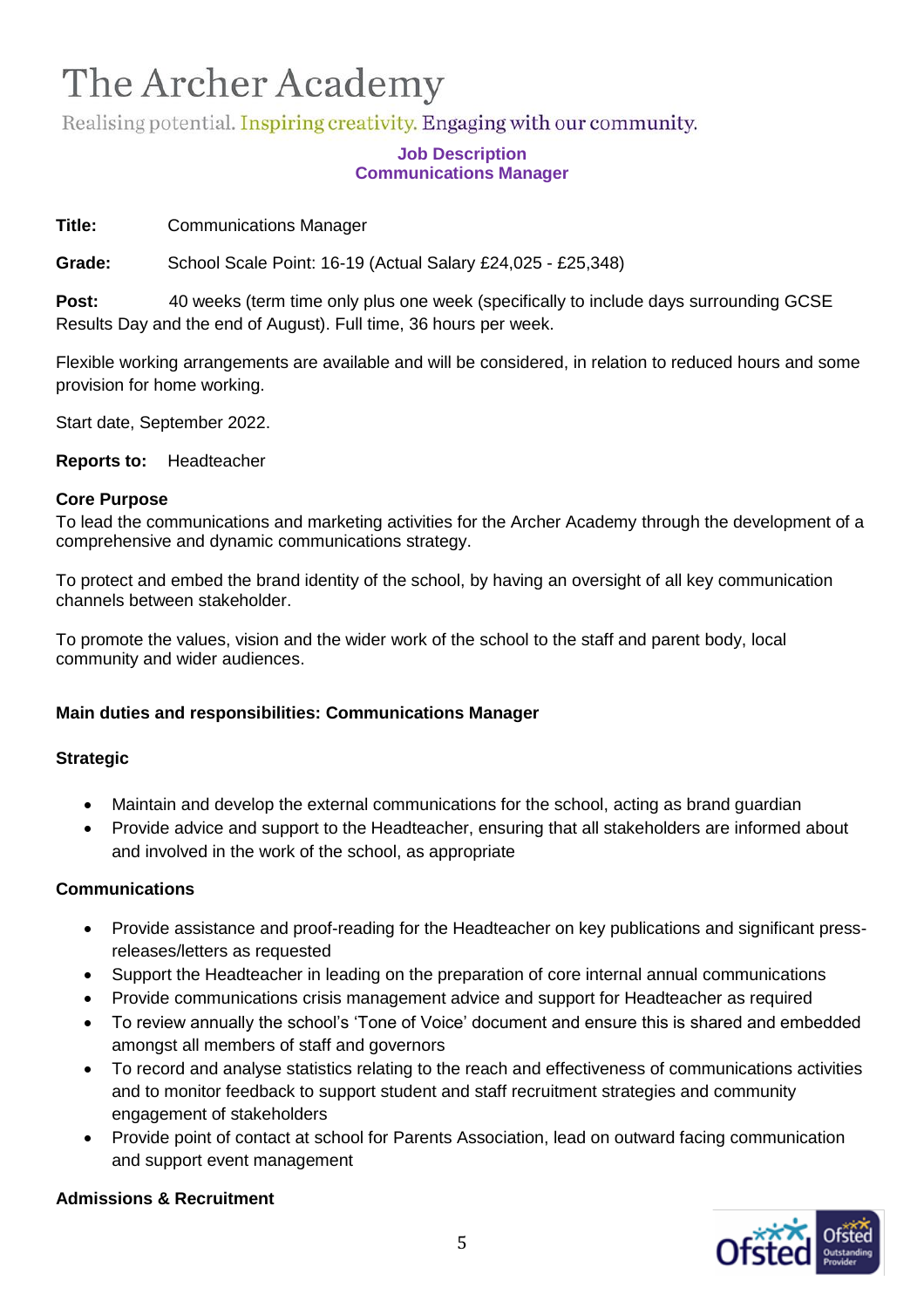# The Archer Academy

Realising potential. Inspiring creativity. Engaging with our community.

## Job Description
## Communications Manager

**Title:** Communications Manager

**Grade:** School Scale Point: 16-19 (Actual Salary £24,025 - £25,348)

**Post:** 40 weeks (term time only plus one week (specifically to include days surrounding GCSE Results Day and the end of August). Full time, 36 hours per week.

Flexible working arrangements are available and will be considered, in relation to reduced hours and some provision for home working.

Start date, September 2022.

**Reports to:** Headteacher

**Core Purpose**
To lead the communications and marketing activities for the Archer Academy through the development of a comprehensive and dynamic communications strategy.

To protect and embed the brand identity of the school, by having an oversight of all key communication channels between stakeholder.

To promote the values, vision and the wider work of the school to the staff and parent body, local community and wider audiences.

**Main duties and responsibilities: Communications Manager**

**Strategic**

- Maintain and develop the external communications for the school, acting as brand guardian
- Provide advice and support to the Headteacher, ensuring that all stakeholders are informed about and involved in the work of the school, as appropriate

**Communications**

- Provide assistance and proof-reading for the Headteacher on key publications and significant press-releases/letters as requested
- Support the Headteacher in leading on the preparation of core internal annual communications
- Provide communications crisis management advice and support for Headteacher as required
- To review annually the school's 'Tone of Voice' document and ensure this is shared and embedded amongst all members of staff and governors
- To record and analyse statistics relating to the reach and effectiveness of communications activities and to monitor feedback to support student and staff recruitment strategies and community engagement of stakeholders
- Provide point of contact at school for Parents Association, lead on outward facing communication and support event management

**Admissions & Recruitment**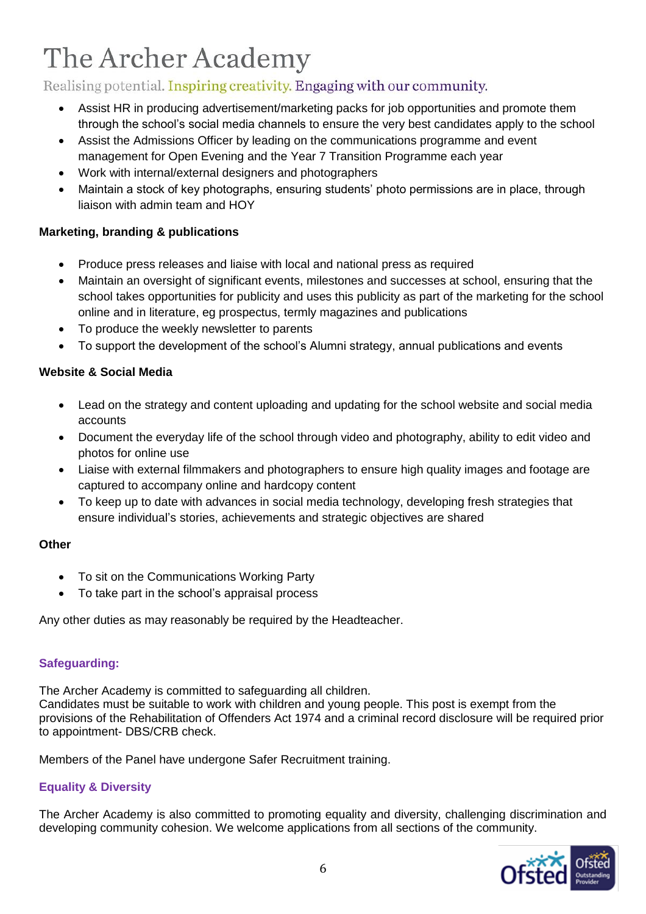- Assist HR in producing advertisement/marketing packs for job opportunities and promote them through the school's social media channels to ensure the very best candidates apply to the school
- Assist the Admissions Officer by leading on the communications programme and event management for Open Evening and the Year 7 Transition Programme each year
- Work with internal/external designers and photographers
- Maintain a stock of key photographs, ensuring students' photo permissions are in place, through liaison with admin team and HOY

**Marketing, branding & publications**

- Produce press releases and liaise with local and national press as required
- Maintain an oversight of significant events, milestones and successes at school, ensuring that the school takes opportunities for publicity and uses this publicity as part of the marketing for the school online and in literature, eg prospectus, termly magazines and publications
- To produce the weekly newsletter to parents
- To support the development of the school's Alumni strategy, annual publications and events

**Website & Social Media**

- Lead on the strategy and content uploading and updating for the school website and social media accounts
- Document the everyday life of the school through video and photography, ability to edit video and photos for online use
- Liaise with external filmmakers and photographers to ensure high quality images and footage are captured to accompany online and hardcopy content
- To keep up to date with advances in social media technology, developing fresh strategies that ensure individual's stories, achievements and strategic objectives are shared

**Other**

- To sit on the Communications Working Party
- To take part in the school's appraisal process

Any other duties as may reasonably be required by the Headteacher.

### Safeguarding:

The Archer Academy is committed to safeguarding all children.
Candidates must be suitable to work with children and young people. This post is exempt from the provisions of the Rehabilitation of Offenders Act 1974 and a criminal record disclosure will be required prior to appointment- DBS/CRB check.

Members of the Panel have undergone Safer Recruitment training.

### Equality & Diversity

The Archer Academy is also committed to promoting equality and diversity, challenging discrimination and developing community cohesion. We welcome applications from all sections of the community.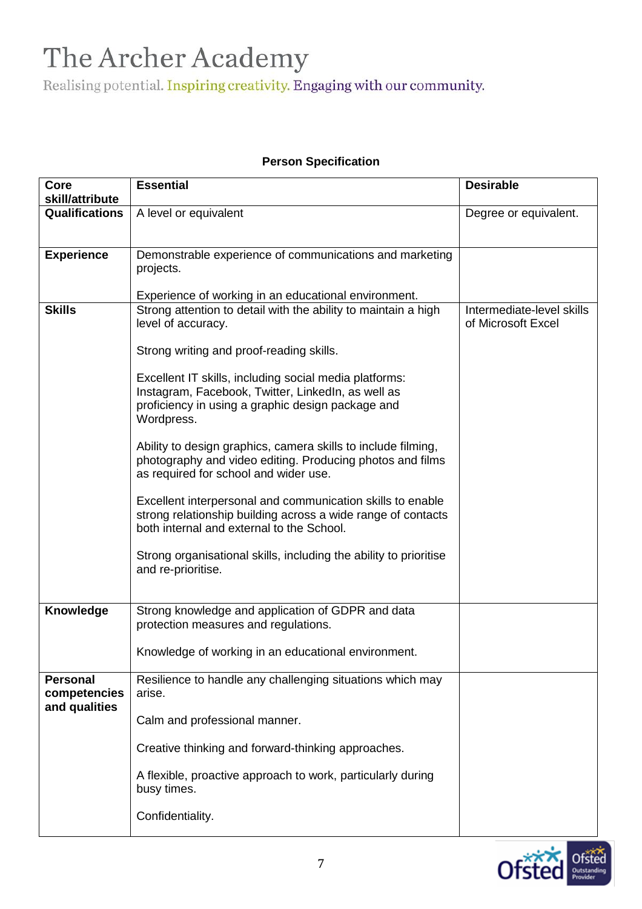# The Archer Academy

Realising potential. Inspiring creativity. Engaging with our community.

**Person Specification**

| Core skill/attribute | Essential | Desirable |
|---|---|---|
| **Qualifications** | A level or equivalent | Degree or equivalent. |
| **Experience** | Demonstrable experience of communications and marketing projects.<br><br>Experience of working in an educational environment. | |
| **Skills** | Strong attention to detail with the ability to maintain a high level of accuracy.<br><br>Strong writing and proof-reading skills.<br><br>Excellent IT skills, including social media platforms: Instagram, Facebook, Twitter, LinkedIn, as well as proficiency in using a graphic design package and Wordpress.<br><br>Ability to design graphics, camera skills to include filming, photography and video editing. Producing photos and films as required for school and wider use.<br><br>Excellent interpersonal and communication skills to enable strong relationship building across a wide range of contacts both internal and external to the School.<br><br>Strong organisational skills, including the ability to prioritise and re-prioritise. | Intermediate-level skills of Microsoft Excel |
| **Knowledge** | Strong knowledge and application of GDPR and data protection measures and regulations.<br><br>Knowledge of working in an educational environment. | |
| **Personal competencies and qualities** | Resilience to handle any challenging situations which may arise.<br><br>Calm and professional manner.<br><br>Creative thinking and forward-thinking approaches.<br><br>A flexible, proactive approach to work, particularly during busy times.<br><br>Confidentiality. | |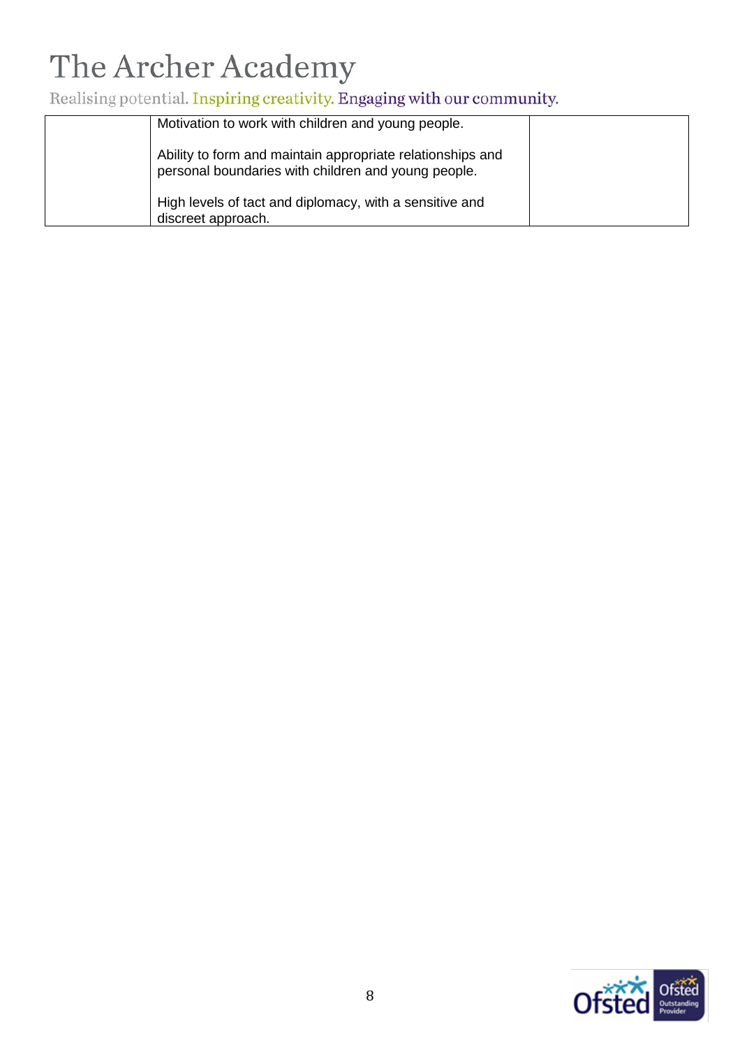| | | |
|---|---|---|
| | Motivation to work with children and young people.<br><br>Ability to form and maintain appropriate relationships and personal boundaries with children and young people.<br><br>High levels of tact and diplomacy, with a sensitive and discreet approach. | |